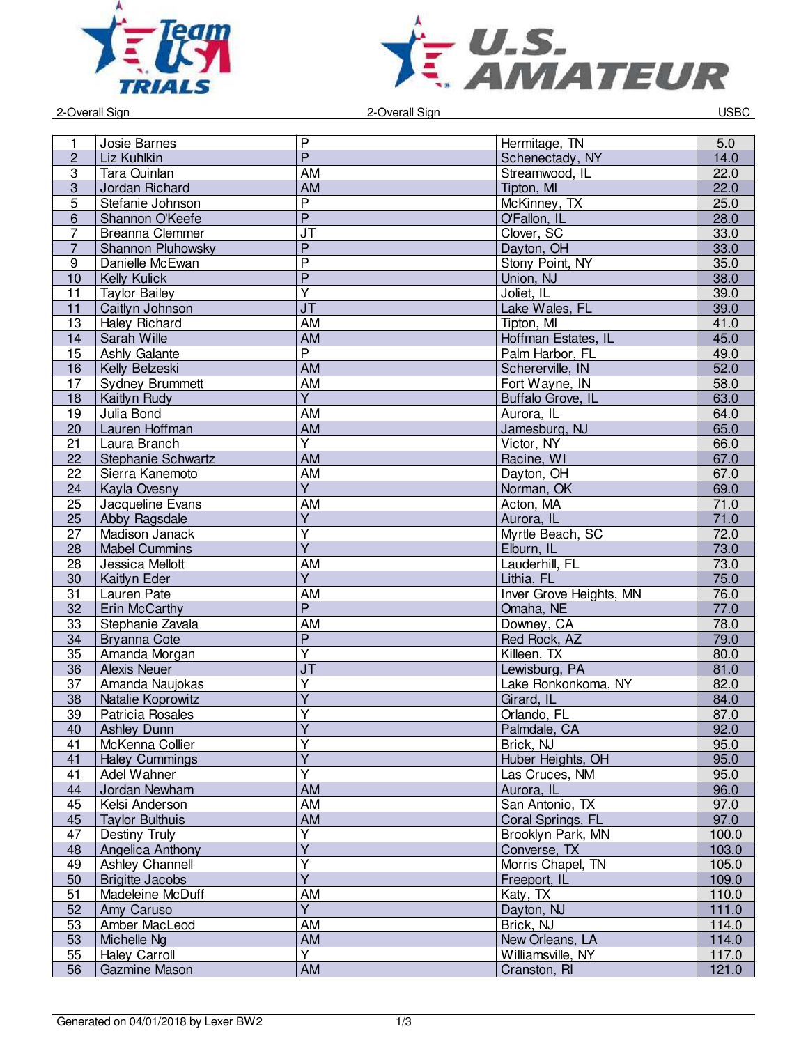2-Overall Sign | 2-Overall Sign | USBC

| | | | | |
|---|---|---|---|---|
| 1 | Josie Barnes | P | Hermitage, TN | 5.0 |
| 2 | Liz Kuhlkin | P | Schenectady, NY | 14.0 |
| 3 | Tara Quinlan | AM | Streamwood, IL | 22.0 |
| 3 | Jordan Richard | AM | Tipton, MI | 22.0 |
| 5 | Stefanie Johnson | P | McKinney, TX | 25.0 |
| 6 | Shannon O'Keefe | P | O'Fallon, IL | 28.0 |
| 7 | Breanna Clemmer | JT | Clover, SC | 33.0 |
| 7 | Shannon Pluhowsky | P | Dayton, OH | 33.0 |
| 9 | Danielle McEwan | P | Stony Point, NY | 35.0 |
| 10 | Kelly Kulick | P | Union, NJ | 38.0 |
| 11 | Taylor Bailey | Y | Joliet, IL | 39.0 |
| 11 | Caitlyn Johnson | JT | Lake Wales, FL | 39.0 |
| 13 | Haley Richard | AM | Tipton, MI | 41.0 |
| 14 | Sarah Wille | AM | Hoffman Estates, IL | 45.0 |
| 15 | Ashly Galante | P | Palm Harbor, FL | 49.0 |
| 16 | Kelly Belzeski | AM | Schererville, IN | 52.0 |
| 17 | Sydney Brummett | AM | Fort Wayne, IN | 58.0 |
| 18 | Kaitlyn Rudy | Y | Buffalo Grove, IL | 63.0 |
| 19 | Julia Bond | AM | Aurora, IL | 64.0 |
| 20 | Lauren Hoffman | AM | Jamesburg, NJ | 65.0 |
| 21 | Laura Branch | Y | Victor, NY | 66.0 |
| 22 | Stephanie Schwartz | AM | Racine, WI | 67.0 |
| 22 | Sierra Kanemoto | AM | Dayton, OH | 67.0 |
| 24 | Kayla Ovesny | Y | Norman, OK | 69.0 |
| 25 | Jacqueline Evans | AM | Acton, MA | 71.0 |
| 25 | Abby Ragsdale | Y | Aurora, IL | 71.0 |
| 27 | Madison Janack | Y | Myrtle Beach, SC | 72.0 |
| 28 | Mabel Cummins | Y | Elburn, IL | 73.0 |
| 28 | Jessica Mellott | AM | Lauderhill, FL | 73.0 |
| 30 | Kaitlyn Eder | Y | Lithia, FL | 75.0 |
| 31 | Lauren Pate | AM | Inver Grove Heights, MN | 76.0 |
| 32 | Erin McCarthy | P | Omaha, NE | 77.0 |
| 33 | Stephanie Zavala | AM | Downey, CA | 78.0 |
| 34 | Bryanna Cote | P | Red Rock, AZ | 79.0 |
| 35 | Amanda Morgan | Y | Killeen, TX | 80.0 |
| 36 | Alexis Neuer | JT | Lewisburg, PA | 81.0 |
| 37 | Amanda Naujokas | Y | Lake Ronkonkoma, NY | 82.0 |
| 38 | Natalie Koprowitz | Y | Girard, IL | 84.0 |
| 39 | Patricia Rosales | Y | Orlando, FL | 87.0 |
| 40 | Ashley Dunn | Y | Palmdale, CA | 92.0 |
| 41 | McKenna Collier | Y | Brick, NJ | 95.0 |
| 41 | Haley Cummings | Y | Huber Heights, OH | 95.0 |
| 41 | Adel Wahner | Y | Las Cruces, NM | 95.0 |
| 44 | Jordan Newham | AM | Aurora, IL | 96.0 |
| 45 | Kelsi Anderson | AM | San Antonio, TX | 97.0 |
| 45 | Taylor Bulthuis | AM | Coral Springs, FL | 97.0 |
| 47 | Destiny Truly | Y | Brooklyn Park, MN | 100.0 |
| 48 | Angelica Anthony | Y | Converse, TX | 103.0 |
| 49 | Ashley Channell | Y | Morris Chapel, TN | 105.0 |
| 50 | Brigitte Jacobs | Y | Freeport, IL | 109.0 |
| 51 | Madeleine McDuff | AM | Katy, TX | 110.0 |
| 52 | Amy Caruso | Y | Dayton, NJ | 111.0 |
| 53 | Amber MacLeod | AM | Brick, NJ | 114.0 |
| 53 | Michelle Ng | AM | New Orleans, LA | 114.0 |
| 55 | Haley Carroll | Y | Williamsville, NY | 117.0 |
| 56 | Gazmine Mason | AM | Cranston, RI | 121.0 |

Generated on 04/01/2018 by Lexer BW2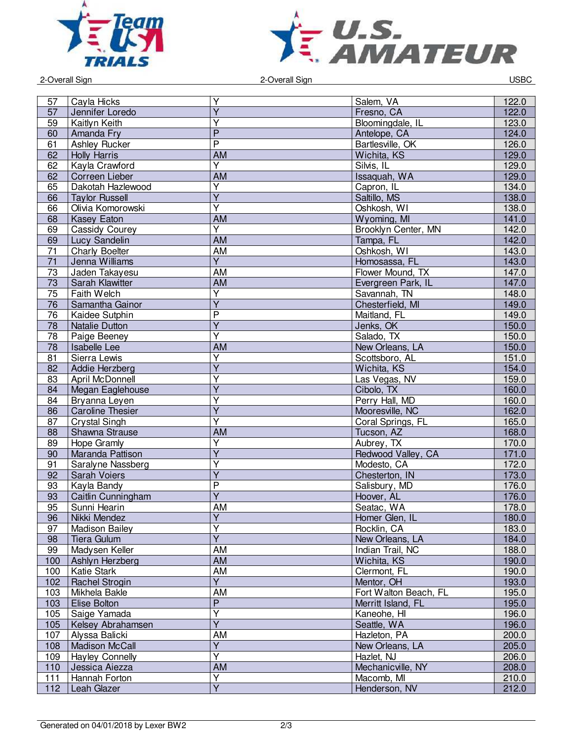| 57 | Cayla Hicks | Y | Salem, VA | 122.0 |
|---|---|---|---|---|
| 57 | Jennifer Loredo | Y | Fresno, CA | 122.0 |
| 59 | Kaitlyn Keith | Y | Bloomingdale, IL | 123.0 |
| 60 | Amanda Fry | P | Antelope, CA | 124.0 |
| 61 | Ashley Rucker | P | Bartlesville, OK | 126.0 |
| 62 | Holly Harris | AM | Wichita, KS | 129.0 |
| 62 | Kayla Crawford | Y | Silvis, IL | 129.0 |
| 62 | Correen Lieber | AM | Issaquah, WA | 129.0 |
| 65 | Dakotah Hazlewood | Y | Capron, IL | 134.0 |
| 66 | Taylor Russell | Y | Saltillo, MS | 138.0 |
| 66 | Olivia Komorowski | Y | Oshkosh, WI | 138.0 |
| 68 | Kasey Eaton | AM | Wyoming, MI | 141.0 |
| 69 | Cassidy Courey | Y | Brooklyn Center, MN | 142.0 |
| 69 | Lucy Sandelin | AM | Tampa, FL | 142.0 |
| 71 | Charly Boelter | AM | Oshkosh, WI | 143.0 |
| 71 | Jenna Williams | Y | Homosassa, FL | 143.0 |
| 73 | Jaden Takayesu | AM | Flower Mound, TX | 147.0 |
| 73 | Sarah Klawitter | AM | Evergreen Park, IL | 147.0 |
| 75 | Faith Welch | Y | Savannah, TN | 148.0 |
| 76 | Samantha Gainor | Y | Chesterfield, MI | 149.0 |
| 76 | Kaidee Sutphin | P | Maitland, FL | 149.0 |
| 78 | Natalie Dutton | Y | Jenks, OK | 150.0 |
| 78 | Paige Beeney | Y | Salado, TX | 150.0 |
| 78 | Isabelle Lee | AM | New Orleans, LA | 150.0 |
| 81 | Sierra Lewis | Y | Scottsboro, AL | 151.0 |
| 82 | Addie Herzberg | Y | Wichita, KS | 154.0 |
| 83 | April McDonnell | Y | Las Vegas, NV | 159.0 |
| 84 | Megan Eaglehouse | Y | Cibolo, TX | 160.0 |
| 84 | Bryanna Leyen | Y | Perry Hall, MD | 160.0 |
| 86 | Caroline Thesier | Y | Mooresville, NC | 162.0 |
| 87 | Crystal Singh | Y | Coral Springs, FL | 165.0 |
| 88 | Shawna Strause | AM | Tucson, AZ | 168.0 |
| 89 | Hope Gramly | Y | Aubrey, TX | 170.0 |
| 90 | Maranda Pattison | Y | Redwood Valley, CA | 171.0 |
| 91 | Saralyne Nassberg | Y | Modesto, CA | 172.0 |
| 92 | Sarah Voiers | Y | Chesterton, IN | 173.0 |
| 93 | Kayla Bandy | P | Salisbury, MD | 176.0 |
| 93 | Caitlin Cunningham | Y | Hoover, AL | 176.0 |
| 95 | Sunni Hearin | AM | Seatac, WA | 178.0 |
| 96 | Nikki Mendez | Y | Homer Glen, IL | 180.0 |
| 97 | Madison Bailey | Y | Rocklin, CA | 183.0 |
| 98 | Tiera Gulum | Y | New Orleans, LA | 184.0 |
| 99 | Madysen Keller | AM | Indian Trail, NC | 188.0 |
| 100 | Ashlyn Herzberg | AM | Wichita, KS | 190.0 |
| 100 | Katie Stark | AM | Clermont, FL | 190.0 |
| 102 | Rachel Strogin | Y | Mentor, OH | 193.0 |
| 103 | Mikhela Bakle | AM | Fort Walton Beach, FL | 195.0 |
| 103 | Elise Bolton | P | Merritt Island, FL | 195.0 |
| 105 | Saige Yamada | Y | Kaneohe, HI | 196.0 |
| 105 | Kelsey Abrahamsen | Y | Seattle, WA | 196.0 |
| 107 | Alyssa Balicki | AM | Hazleton, PA | 200.0 |
| 108 | Madison McCall | Y | New Orleans, LA | 205.0 |
| 109 | Hayley Connelly | Y | Hazlet, NJ | 206.0 |
| 110 | Jessica Aiezza | AM | Mechanicville, NY | 208.0 |
| 111 | Hannah Forton | Y | Macomb, MI | 210.0 |
| 112 | Leah Glazer | Y | Henderson, NV | 212.0 |

Generated on 04/01/2018 by Lexer BW2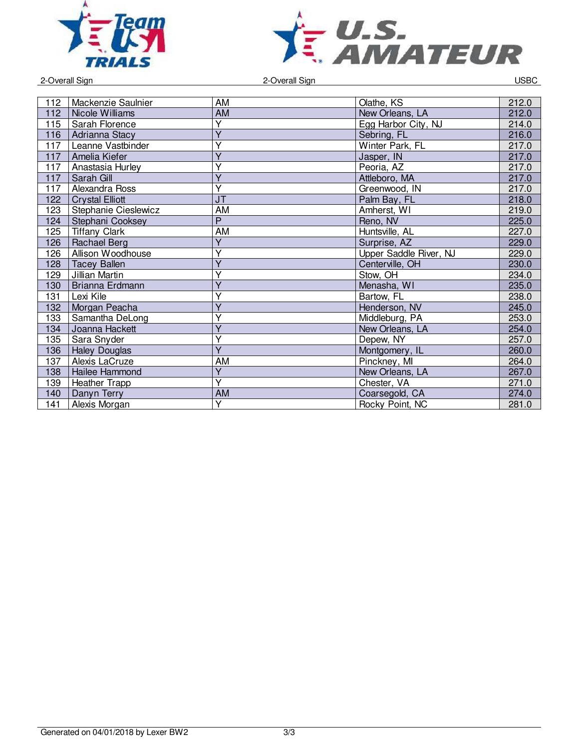| | | | | |
|---|---|---|---|---|
| 112 | Mackenzie Saulnier | AM | Olathe, KS | 212.0 |
| 112 | Nicole Williams | AM | New Orleans, LA | 212.0 |
| 115 | Sarah Florence | Y | Egg Harbor City, NJ | 214.0 |
| 116 | Adrianna Stacy | Y | Sebring, FL | 216.0 |
| 117 | Leanne Vastbinder | Y | Winter Park, FL | 217.0 |
| 117 | Amelia Kiefer | Y | Jasper, IN | 217.0 |
| 117 | Anastasia Hurley | Y | Peoria, AZ | 217.0 |
| 117 | Sarah Gill | Y | Attleboro, MA | 217.0 |
| 117 | Alexandra Ross | Y | Greenwood, IN | 217.0 |
| 122 | Crystal Elliott | JT | Palm Bay, FL | 218.0 |
| 123 | Stephanie Cieslewicz | AM | Amherst, WI | 219.0 |
| 124 | Stephani Cooksey | P | Reno, NV | 225.0 |
| 125 | Tiffany Clark | AM | Huntsville, AL | 227.0 |
| 126 | Rachael Berg | Y | Surprise, AZ | 229.0 |
| 126 | Allison Woodhouse | Y | Upper Saddle River, NJ | 229.0 |
| 128 | Tacey Ballen | Y | Centerville, OH | 230.0 |
| 129 | Jillian Martin | Y | Stow, OH | 234.0 |
| 130 | Brianna Erdmann | Y | Menasha, WI | 235.0 |
| 131 | Lexi Kile | Y | Bartow, FL | 238.0 |
| 132 | Morgan Peacha | Y | Henderson, NV | 245.0 |
| 133 | Samantha DeLong | Y | Middleburg, PA | 253.0 |
| 134 | Joanna Hackett | Y | New Orleans, LA | 254.0 |
| 135 | Sara Snyder | Y | Depew, NY | 257.0 |
| 136 | Haley Douglas | Y | Montgomery, IL | 260.0 |
| 137 | Alexis LaCruze | AM | Pinckney, MI | 264.0 |
| 138 | Hailee Hammond | Y | New Orleans, LA | 267.0 |
| 139 | Heather Trapp | Y | Chester, VA | 271.0 |
| 140 | Danyn Terry | AM | Coarsegold, CA | 274.0 |
| 141 | Alexis Morgan | Y | Rocky Point, NC | 281.0 |

Generated on 04/01/2018 by Lexer BW2